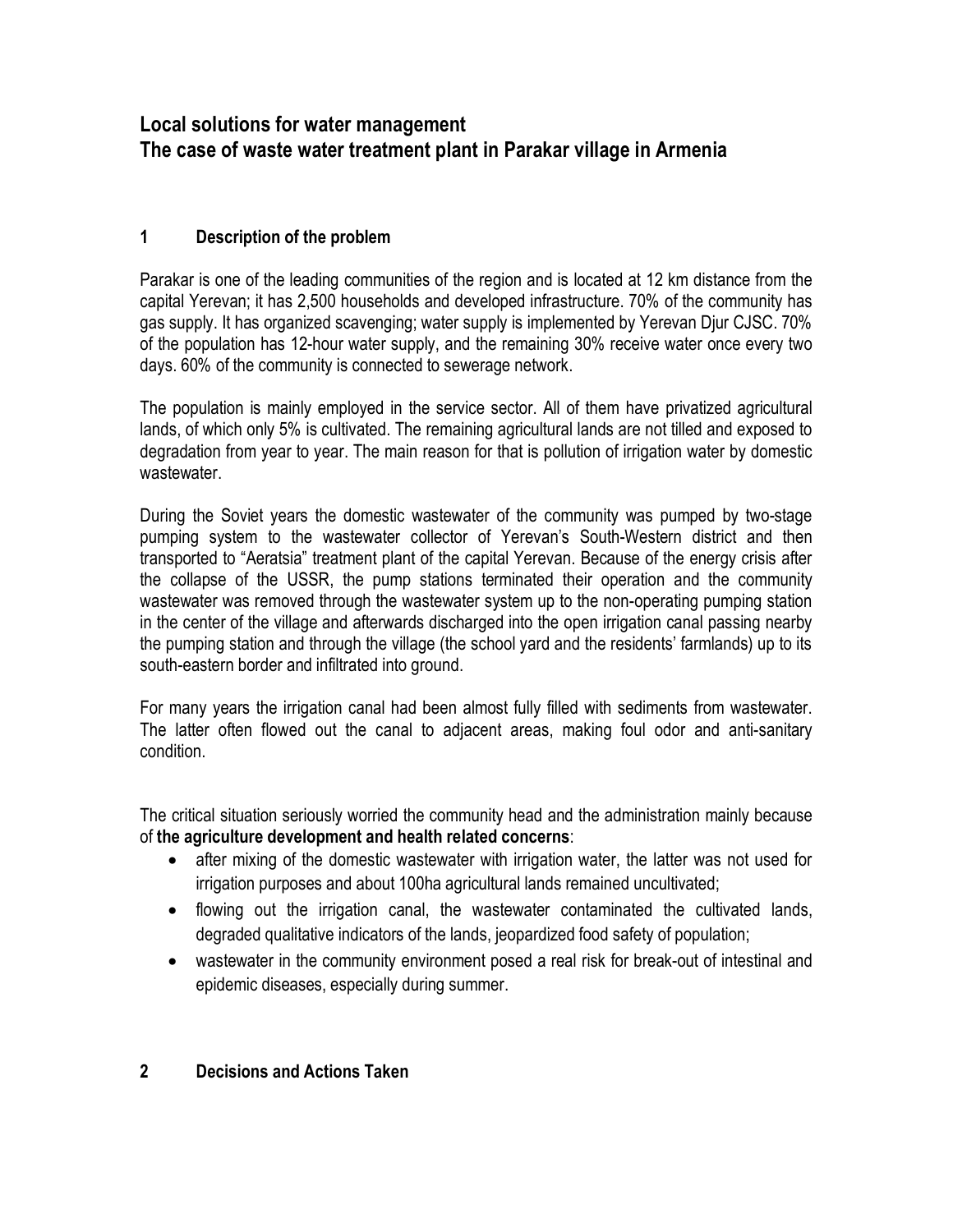# Local solutions for water management
# The case of waste water treatment plant in Parakar village in Armenia

## 1 Description of the problem

Parakar is one of the leading communities of the region and is located at 12 km distance from the capital Yerevan; it has 2,500 households and developed infrastructure. 70% of the community has gas supply. It has organized scavenging; water supply is implemented by Yerevan Djur CJSC. 70% of the population has 12-hour water supply, and the remaining 30% receive water once every two days. 60% of the community is connected to sewerage network.

The population is mainly employed in the service sector. All of them have privatized agricultural lands, of which only 5% is cultivated. The remaining agricultural lands are not tilled and exposed to degradation from year to year. The main reason for that is pollution of irrigation water by domestic wastewater.

During the Soviet years the domestic wastewater of the community was pumped by two-stage pumping system to the wastewater collector of Yerevan's South-Western district and then transported to "Aeratsia" treatment plant of the capital Yerevan. Because of the energy crisis after the collapse of the USSR, the pump stations terminated their operation and the community wastewater was removed through the wastewater system up to the non-operating pumping station in the center of the village and afterwards discharged into the open irrigation canal passing nearby the pumping station and through the village (the school yard and the residents' farmlands) up to its south-eastern border and infiltrated into ground.

For many years the irrigation canal had been almost fully filled with sediments from wastewater. The latter often flowed out the canal to adjacent areas, making foul odor and anti-sanitary condition.

The critical situation seriously worried the community head and the administration mainly because of **the agriculture development and health related concerns**:

- after mixing of the domestic wastewater with irrigation water, the latter was not used for irrigation purposes and about 100ha agricultural lands remained uncultivated;
- flowing out the irrigation canal, the wastewater contaminated the cultivated lands, degraded qualitative indicators of the lands, jeopardized food safety of population;
- wastewater in the community environment posed a real risk for break-out of intestinal and epidemic diseases, especially during summer.

## 2 Decisions and Actions Taken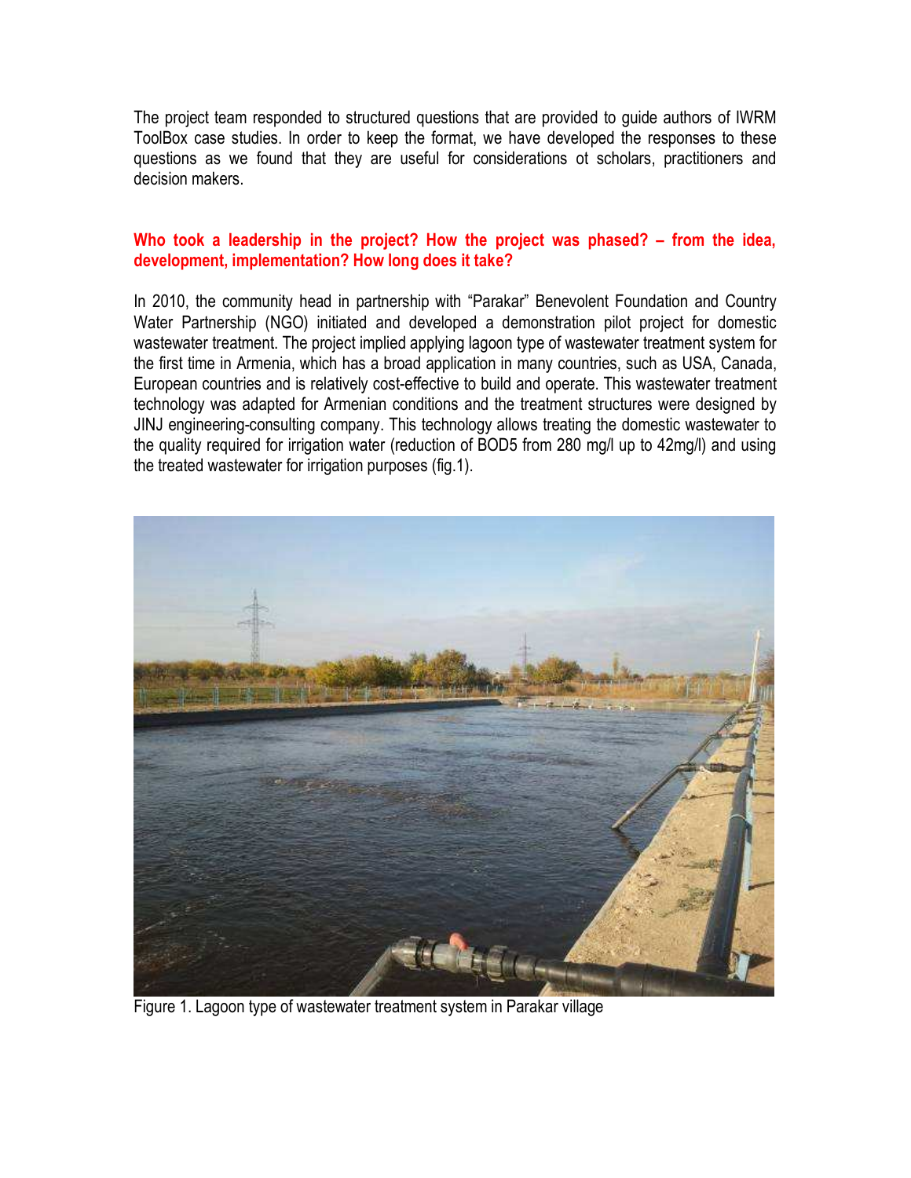The project team responded to structured questions that are provided to guide authors of IWRM ToolBox case studies. In order to keep the format, we have developed the responses to these questions as we found that they are useful for considerations ot scholars, practitioners and decision makers.

## Who took a leadership in the project? How the project was phased? – from the idea, development, implementation? How long does it take?

In 2010, the community head in partnership with "Parakar" Benevolent Foundation and Country Water Partnership (NGO) initiated and developed a demonstration pilot project for domestic wastewater treatment. The project implied applying lagoon type of wastewater treatment system for the first time in Armenia, which has a broad application in many countries, such as USA, Canada, European countries and is relatively cost-effective to build and operate. This wastewater treatment technology was adapted for Armenian conditions and the treatment structures were designed by JINJ engineering-consulting company. This technology allows treating the domestic wastewater to the quality required for irrigation water (reduction of $BOD_5$ from 280 mg/l up to 42mg/l) and using the treated wastewater for irrigation purposes (fig.1).

Figure 1. Lagoon type of wastewater treatment system in Parakar village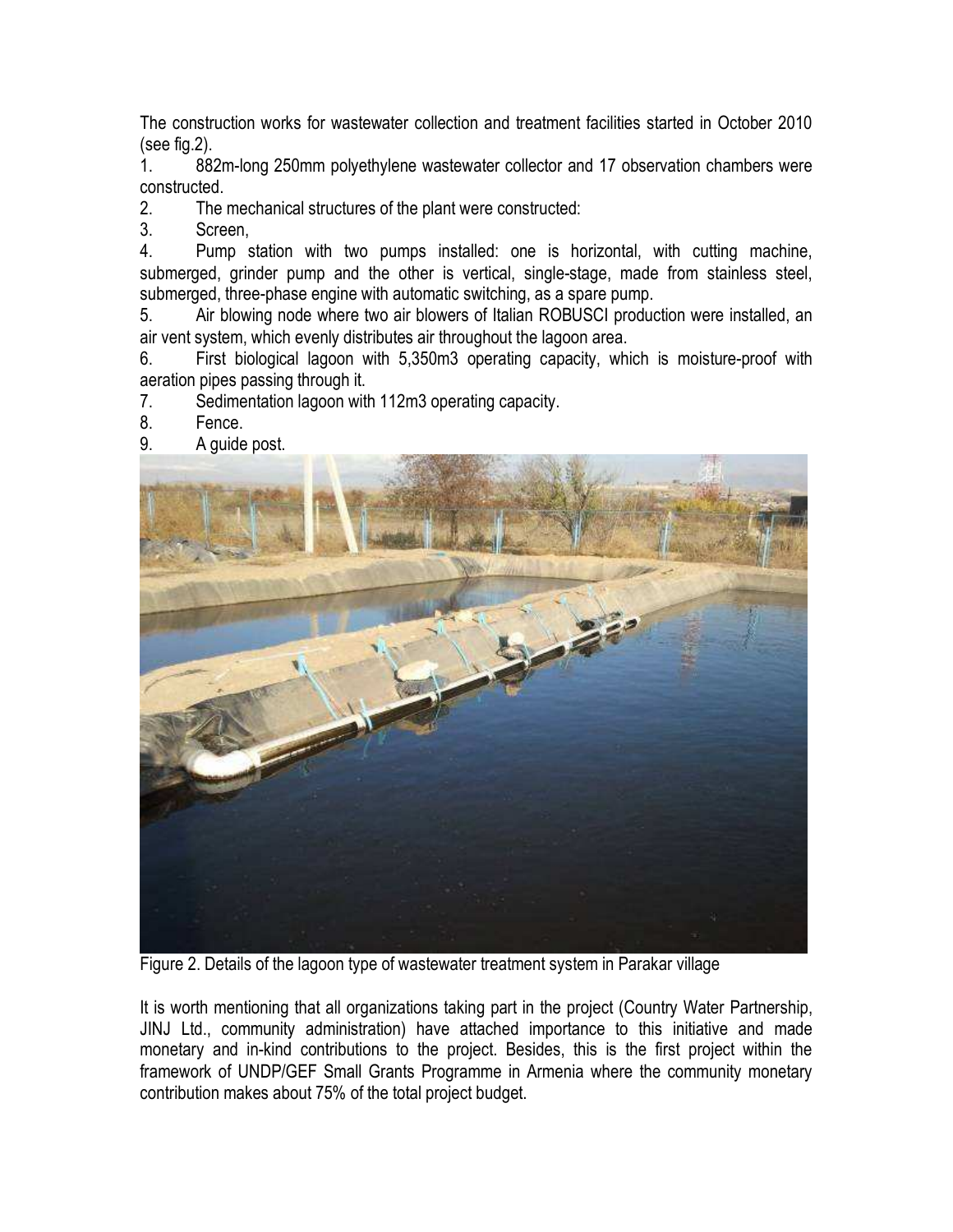The construction works for wastewater collection and treatment facilities started in October 2010 (see fig.2).

1. 882m-long 250mm polyethylene wastewater collector and 17 observation chambers were constructed.
2. The mechanical structures of the plant were constructed:
3. Screen,
4. Pump station with two pumps installed: one is horizontal, with cutting machine, submerged, grinder pump and the other is vertical, single-stage, made from stainless steel, submerged, three-phase engine with automatic switching, as a spare pump.
5. Air blowing node where two air blowers of Italian ROBUSCI production were installed, an air vent system, which evenly distributes air throughout the lagoon area.
6. First biological lagoon with 5,350m3 operating capacity, which is moisture-proof with aeration pipes passing through it.
7. Sedimentation lagoon with 112m3 operating capacity.
8. Fence.
9. A guide post.

Figure 2. Details of the lagoon type of wastewater treatment system in Parakar village

It is worth mentioning that all organizations taking part in the project (Country Water Partnership, JINJ Ltd., community administration) have attached importance to this initiative and made monetary and in-kind contributions to the project. Besides, this is the first project within the framework of UNDP/GEF Small Grants Programme in Armenia where the community monetary contribution makes about 75% of the total project budget.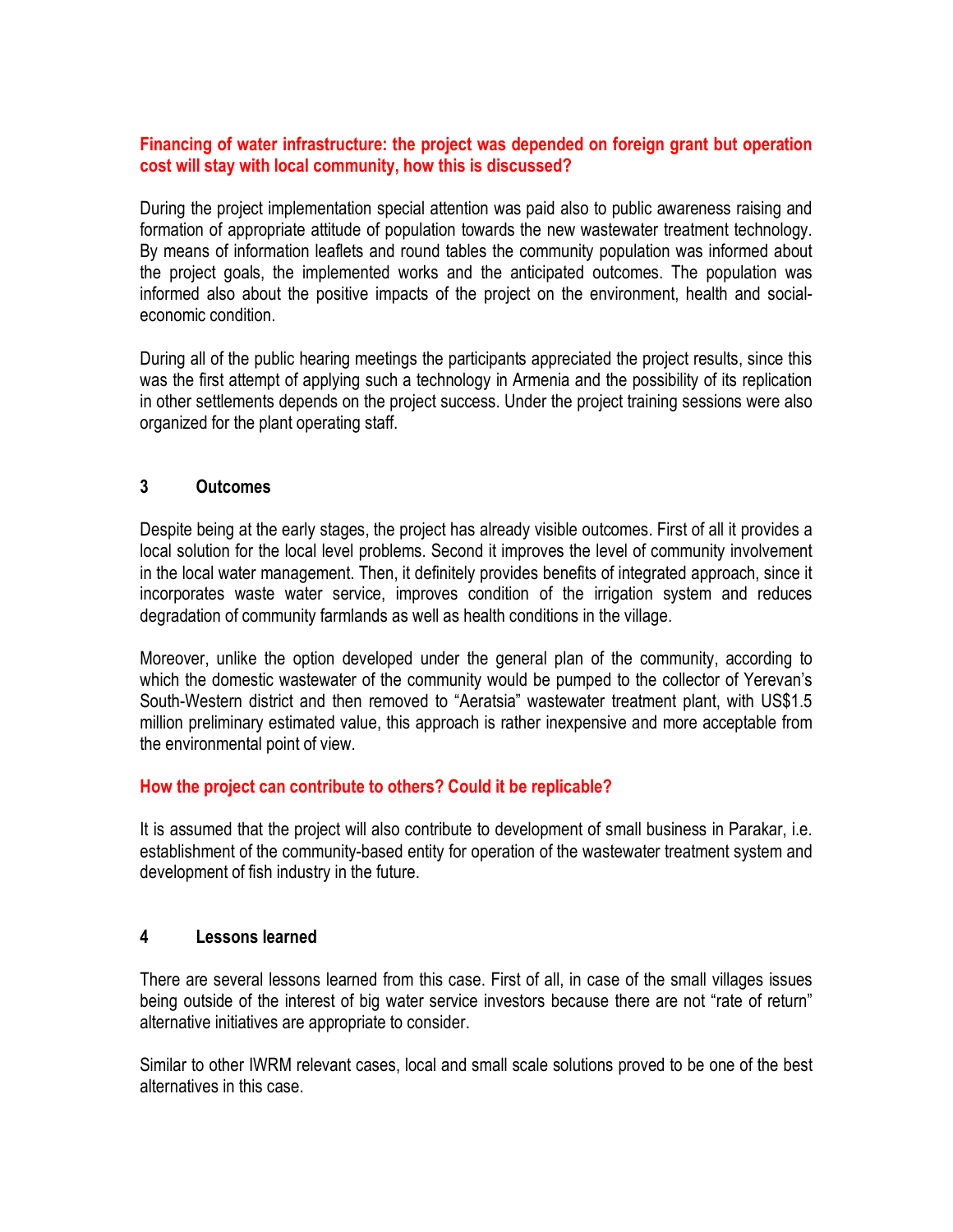**Financing of water infrastructure: the project was depended on foreign grant but operation cost will stay with local community, how this is discussed?**

During the project implementation special attention was paid also to public awareness raising and formation of appropriate attitude of population towards the new wastewater treatment technology. By means of information leaflets and round tables the community population was informed about the project goals, the implemented works and the anticipated outcomes. The population was informed also about the positive impacts of the project on the environment, health and social-economic condition.

During all of the public hearing meetings the participants appreciated the project results, since this was the first attempt of applying such a technology in Armenia and the possibility of its replication in other settlements depends on the project success. Under the project training sessions were also organized for the plant operating staff.

## 3 Outcomes

Despite being at the early stages, the project has already visible outcomes. First of all it provides a local solution for the local level problems. Second it improves the level of community involvement in the local water management. Then, it definitely provides benefits of integrated approach, since it incorporates waste water service, improves condition of the irrigation system and reduces degradation of community farmlands as well as health conditions in the village.

Moreover, unlike the option developed under the general plan of the community, according to which the domestic wastewater of the community would be pumped to the collector of Yerevan's South-Western district and then removed to "Aeratsia" wastewater treatment plant, with US$1.5 million preliminary estimated value, this approach is rather inexpensive and more acceptable from the environmental point of view.

**How the project can contribute to others? Could it be replicable?**

It is assumed that the project will also contribute to development of small business in Parakar, i.e. establishment of the community-based entity for operation of the wastewater treatment system and development of fish industry in the future.

## 4 Lessons learned

There are several lessons learned from this case. First of all, in case of the small villages issues being outside of the interest of big water service investors because there are not "rate of return" alternative initiatives are appropriate to consider.

Similar to other IWRM relevant cases, local and small scale solutions proved to be one of the best alternatives in this case.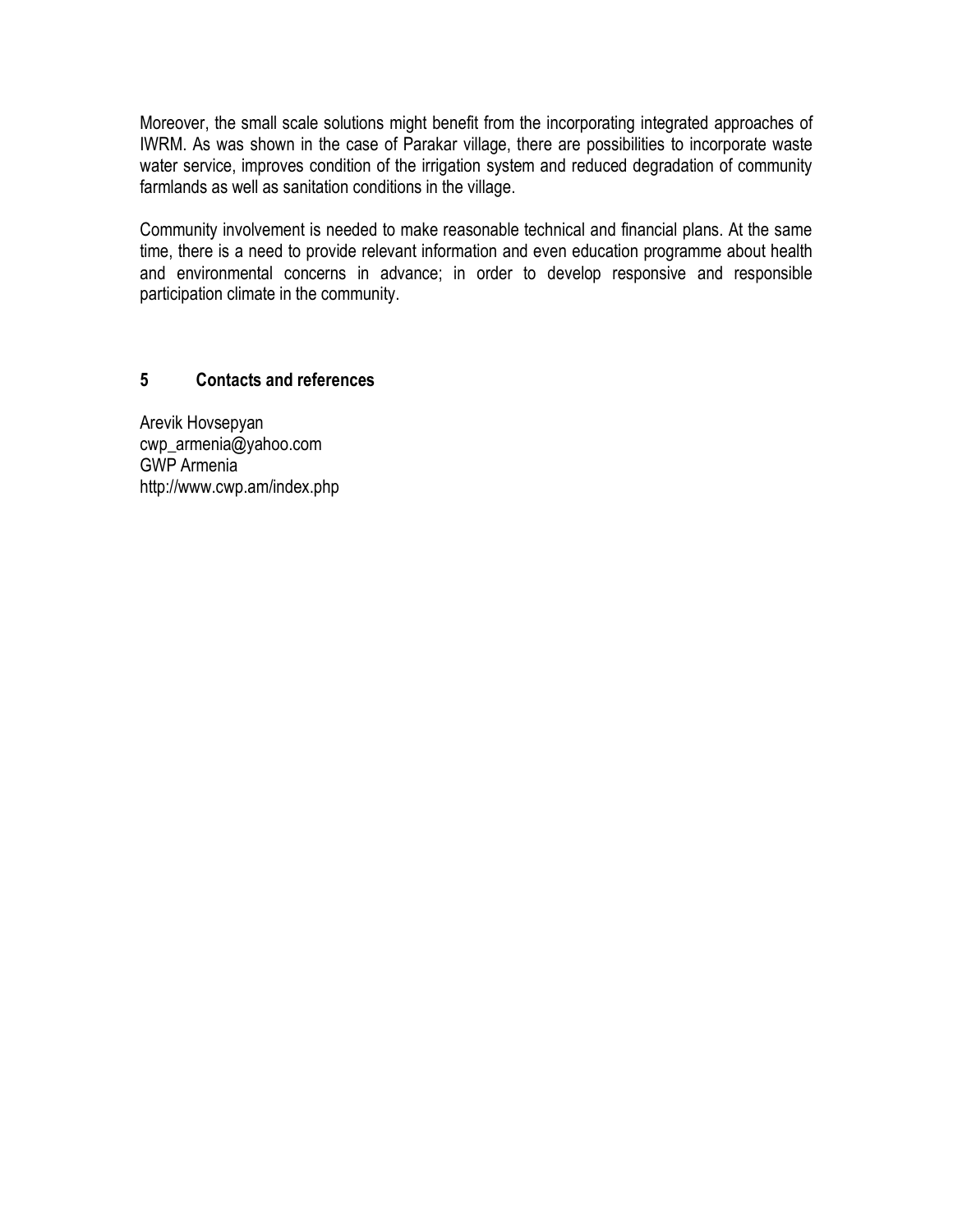Moreover, the small scale solutions might benefit from the incorporating integrated approaches of IWRM. As was shown in the case of Parakar village, there are possibilities to incorporate waste water service, improves condition of the irrigation system and reduced degradation of community farmlands as well as sanitation conditions in the village.

Community involvement is needed to make reasonable technical and financial plans. At the same time, there is a need to provide relevant information and even education programme about health and environmental concerns in advance; in order to develop responsive and responsible participation climate in the community.

## 5 Contacts and references

Arevik Hovsepyan
cwp_armenia@yahoo.com
GWP Armenia
http://www.cwp.am/index.php